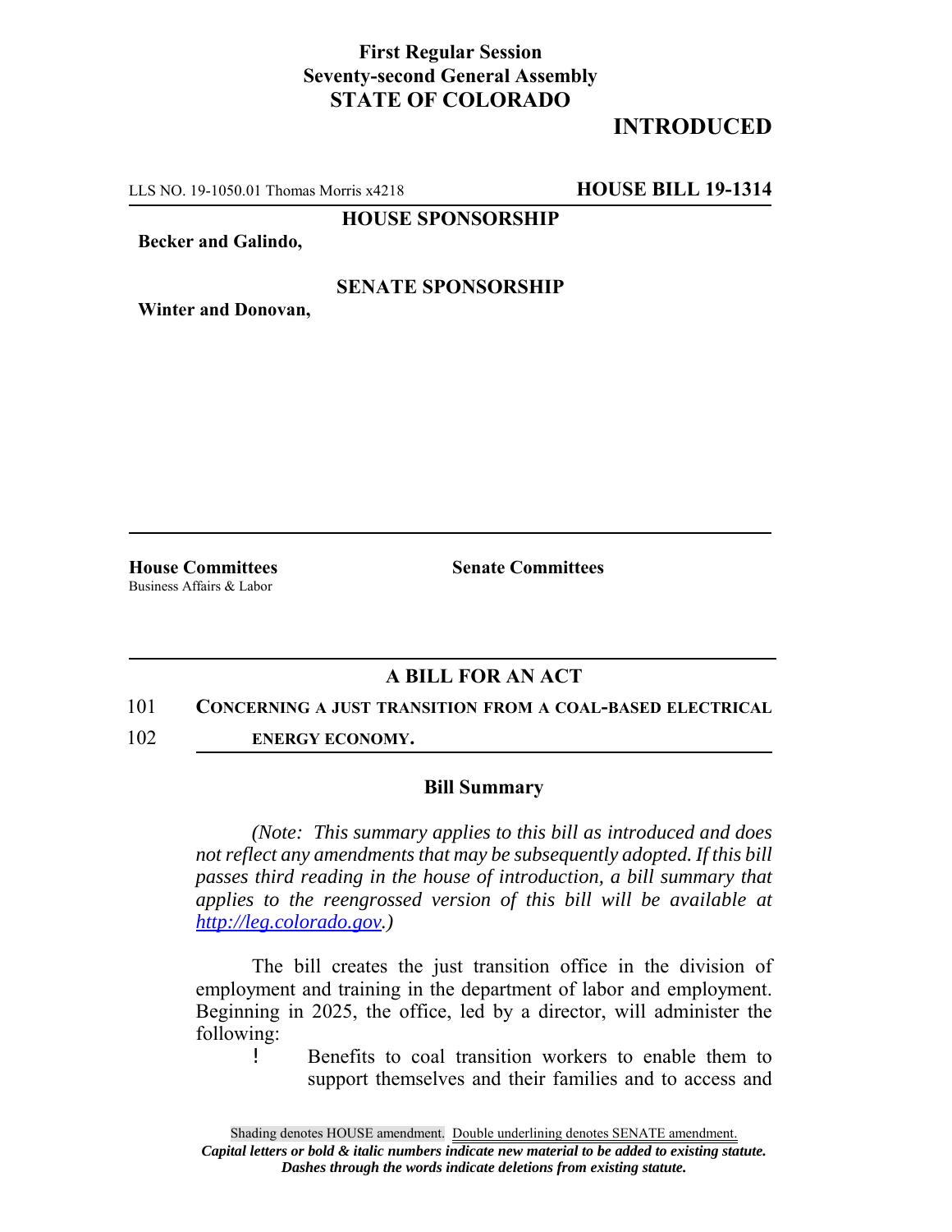**First Regular Session**
**Seventy-second General Assembly**
**STATE OF COLORADO**

# INTRODUCED

LLS NO. 19-1050.01 Thomas Morris x4218 **HOUSE BILL 19-1314**

**HOUSE SPONSORSHIP**

**Becker and Galindo,**

**SENATE SPONSORSHIP**

**Winter and Donovan,**

**House Committees**
Business Affairs & Labor

**Senate Committees**

## A BILL FOR AN ACT

101 **CONCERNING A JUST TRANSITION FROM A COAL-BASED ELECTRICAL**
102 **ENERGY ECONOMY.**

### Bill Summary

*(Note: This summary applies to this bill as introduced and does not reflect any amendments that may be subsequently adopted. If this bill passes third reading in the house of introduction, a bill summary that applies to the reengrossed version of this bill will be available at http://leg.colorado.gov.)*

The bill creates the just transition office in the division of employment and training in the department of labor and employment. Beginning in 2025, the office, led by a director, will administer the following:

! Benefits to coal transition workers to enable them to support themselves and their families and to access and

Shading denotes HOUSE amendment. Double underlining denotes SENATE amendment.
***Capital letters or bold & italic numbers indicate new material to be added to existing statute.***
***Dashes through the words indicate deletions from existing statute.***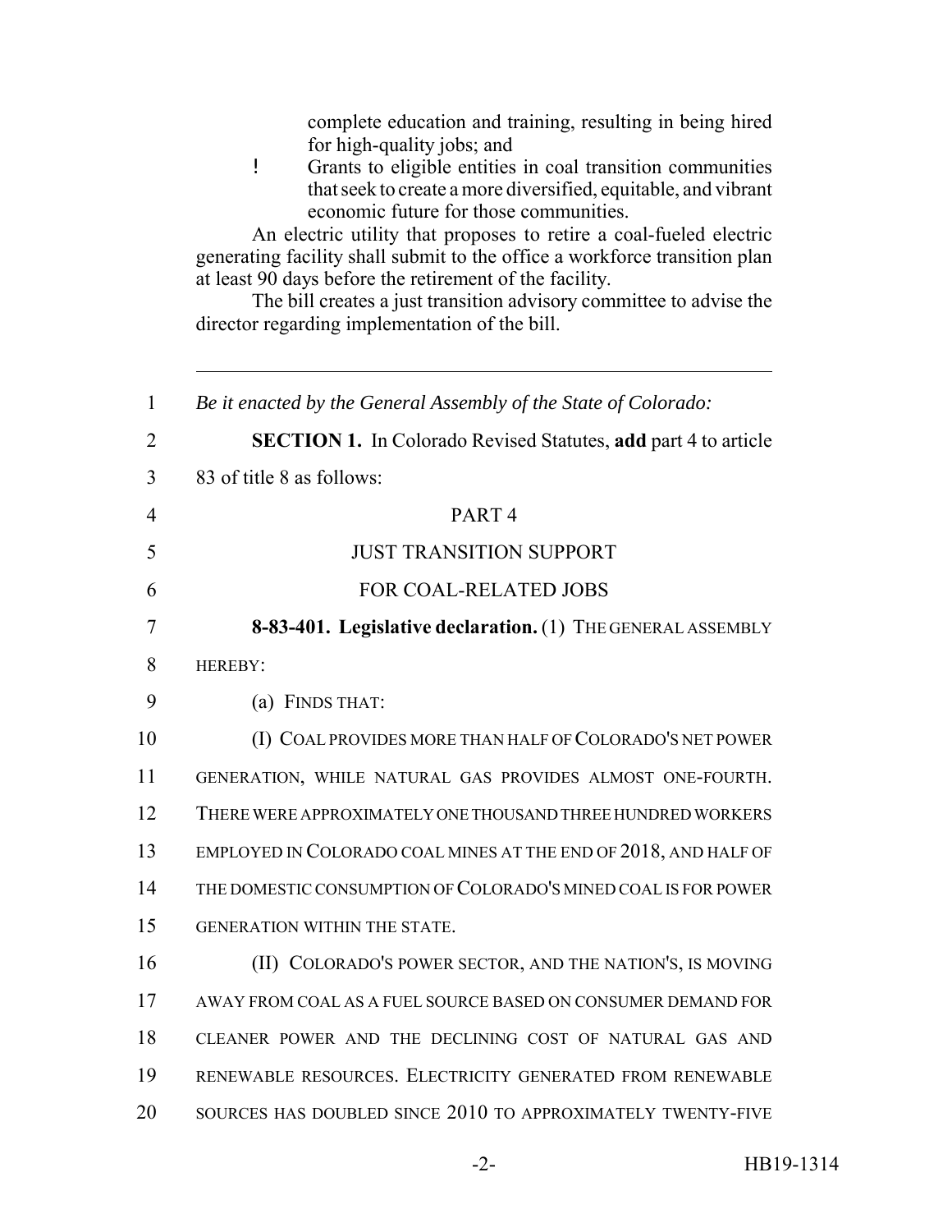complete education and training, resulting in being hired for high-quality jobs; and

- Grants to eligible entities in coal transition communities that seek to create a more diversified, equitable, and vibrant economic future for those communities.

An electric utility that proposes to retire a coal-fueled electric generating facility shall submit to the office a workforce transition plan at least 90 days before the retirement of the facility.

The bill creates a just transition advisory committee to advise the director regarding implementation of the bill.

---

1 *Be it enacted by the General Assembly of the State of Colorado:*

2 **SECTION 1.** In Colorado Revised Statutes, **add** part 4 to article
3 83 of title 8 as follows:

4 PART 4

5 JUST TRANSITION SUPPORT

6 FOR COAL-RELATED JOBS

7 **8-83-401. Legislative declaration.** (1) THE GENERAL ASSEMBLY
8 HEREBY:

9 (a) FINDS THAT:

10 (I) COAL PROVIDES MORE THAN HALF OF COLORADO'S NET POWER
11 GENERATION, WHILE NATURAL GAS PROVIDES ALMOST ONE-FOURTH.
12 THERE WERE APPROXIMATELY ONE THOUSAND THREE HUNDRED WORKERS
13 EMPLOYED IN COLORADO COAL MINES AT THE END OF 2018, AND HALF OF
14 THE DOMESTIC CONSUMPTION OF COLORADO'S MINED COAL IS FOR POWER
15 GENERATION WITHIN THE STATE.

16 (II) COLORADO'S POWER SECTOR, AND THE NATION'S, IS MOVING
17 AWAY FROM COAL AS A FUEL SOURCE BASED ON CONSUMER DEMAND FOR
18 CLEANER POWER AND THE DECLINING COST OF NATURAL GAS AND
19 RENEWABLE RESOURCES. ELECTRICITY GENERATED FROM RENEWABLE
20 SOURCES HAS DOUBLED SINCE 2010 TO APPROXIMATELY TWENTY-FIVE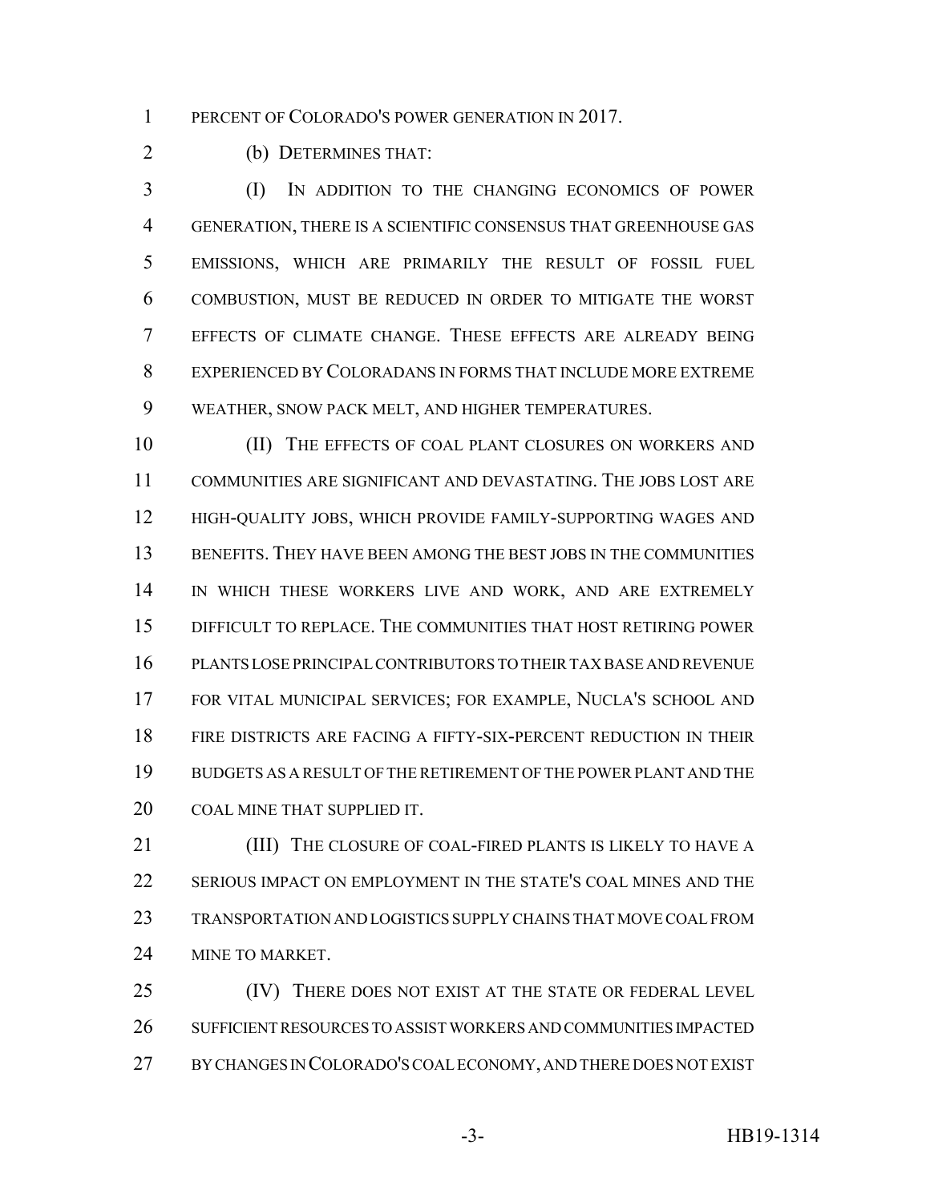PERCENT OF COLORADO'S POWER GENERATION IN 2017.

(b) DETERMINES THAT:

(I) IN ADDITION TO THE CHANGING ECONOMICS OF POWER GENERATION, THERE IS A SCIENTIFIC CONSENSUS THAT GREENHOUSE GAS EMISSIONS, WHICH ARE PRIMARILY THE RESULT OF FOSSIL FUEL COMBUSTION, MUST BE REDUCED IN ORDER TO MITIGATE THE WORST EFFECTS OF CLIMATE CHANGE. THESE EFFECTS ARE ALREADY BEING EXPERIENCED BY COLORADANS IN FORMS THAT INCLUDE MORE EXTREME WEATHER, SNOW PACK MELT, AND HIGHER TEMPERATURES.

(II) THE EFFECTS OF COAL PLANT CLOSURES ON WORKERS AND COMMUNITIES ARE SIGNIFICANT AND DEVASTATING. THE JOBS LOST ARE HIGH-QUALITY JOBS, WHICH PROVIDE FAMILY-SUPPORTING WAGES AND BENEFITS. THEY HAVE BEEN AMONG THE BEST JOBS IN THE COMMUNITIES IN WHICH THESE WORKERS LIVE AND WORK, AND ARE EXTREMELY DIFFICULT TO REPLACE. THE COMMUNITIES THAT HOST RETIRING POWER PLANTS LOSE PRINCIPAL CONTRIBUTORS TO THEIR TAX BASE AND REVENUE FOR VITAL MUNICIPAL SERVICES; FOR EXAMPLE, NUCLA'S SCHOOL AND FIRE DISTRICTS ARE FACING A FIFTY-SIX-PERCENT REDUCTION IN THEIR BUDGETS AS A RESULT OF THE RETIREMENT OF THE POWER PLANT AND THE COAL MINE THAT SUPPLIED IT.

(III) THE CLOSURE OF COAL-FIRED PLANTS IS LIKELY TO HAVE A SERIOUS IMPACT ON EMPLOYMENT IN THE STATE'S COAL MINES AND THE TRANSPORTATION AND LOGISTICS SUPPLY CHAINS THAT MOVE COAL FROM MINE TO MARKET.

(IV) THERE DOES NOT EXIST AT THE STATE OR FEDERAL LEVEL SUFFICIENT RESOURCES TO ASSIST WORKERS AND COMMUNITIES IMPACTED BY CHANGES IN COLORADO'S COAL ECONOMY, AND THERE DOES NOT EXIST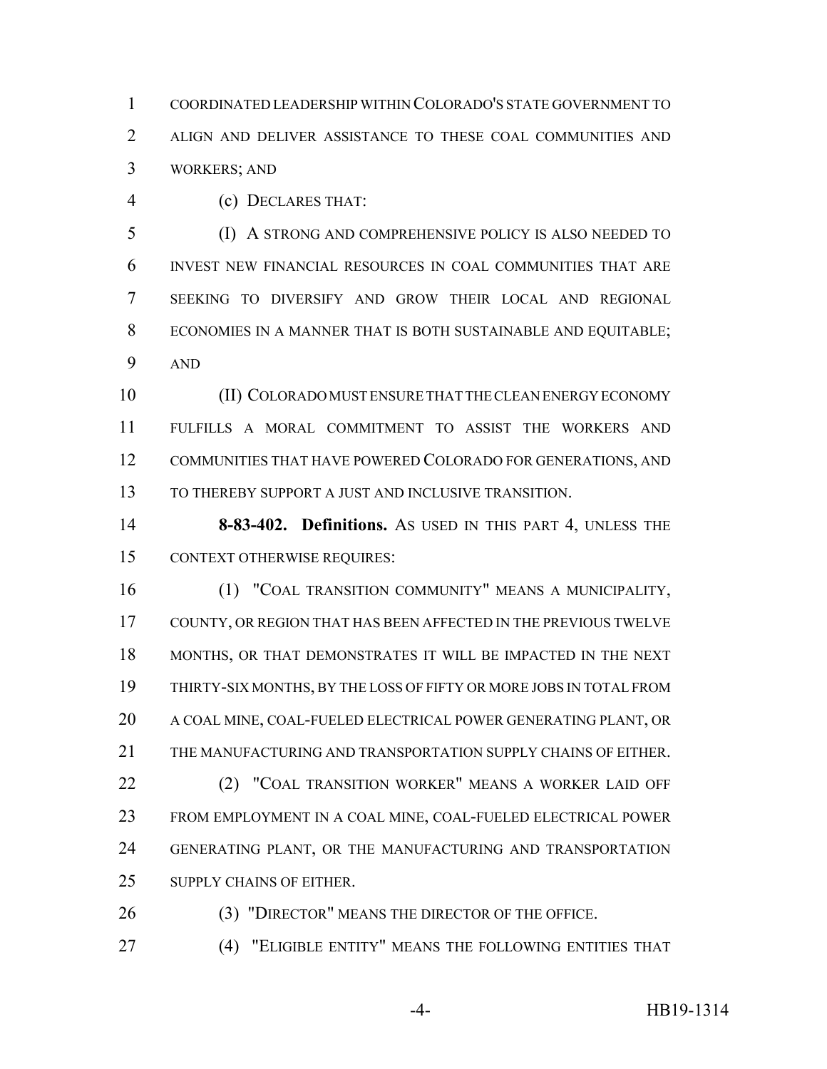COORDINATED LEADERSHIP WITHIN COLORADO'S STATE GOVERNMENT TO ALIGN AND DELIVER ASSISTANCE TO THESE COAL COMMUNITIES AND WORKERS; AND

(c) DECLARES THAT:

(I) A STRONG AND COMPREHENSIVE POLICY IS ALSO NEEDED TO INVEST NEW FINANCIAL RESOURCES IN COAL COMMUNITIES THAT ARE SEEKING TO DIVERSIFY AND GROW THEIR LOCAL AND REGIONAL ECONOMIES IN A MANNER THAT IS BOTH SUSTAINABLE AND EQUITABLE; AND

(II) COLORADO MUST ENSURE THAT THE CLEAN ENERGY ECONOMY FULFILLS A MORAL COMMITMENT TO ASSIST THE WORKERS AND COMMUNITIES THAT HAVE POWERED COLORADO FOR GENERATIONS, AND TO THEREBY SUPPORT A JUST AND INCLUSIVE TRANSITION.

**8-83-402. Definitions.** AS USED IN THIS PART 4, UNLESS THE CONTEXT OTHERWISE REQUIRES:

(1) "COAL TRANSITION COMMUNITY" MEANS A MUNICIPALITY, COUNTY, OR REGION THAT HAS BEEN AFFECTED IN THE PREVIOUS TWELVE MONTHS, OR THAT DEMONSTRATES IT WILL BE IMPACTED IN THE NEXT THIRTY-SIX MONTHS, BY THE LOSS OF FIFTY OR MORE JOBS IN TOTAL FROM A COAL MINE, COAL-FUELED ELECTRICAL POWER GENERATING PLANT, OR THE MANUFACTURING AND TRANSPORTATION SUPPLY CHAINS OF EITHER.

(2) "COAL TRANSITION WORKER" MEANS A WORKER LAID OFF FROM EMPLOYMENT IN A COAL MINE, COAL-FUELED ELECTRICAL POWER GENERATING PLANT, OR THE MANUFACTURING AND TRANSPORTATION SUPPLY CHAINS OF EITHER.

(3) "DIRECTOR" MEANS THE DIRECTOR OF THE OFFICE.

(4) "ELIGIBLE ENTITY" MEANS THE FOLLOWING ENTITIES THAT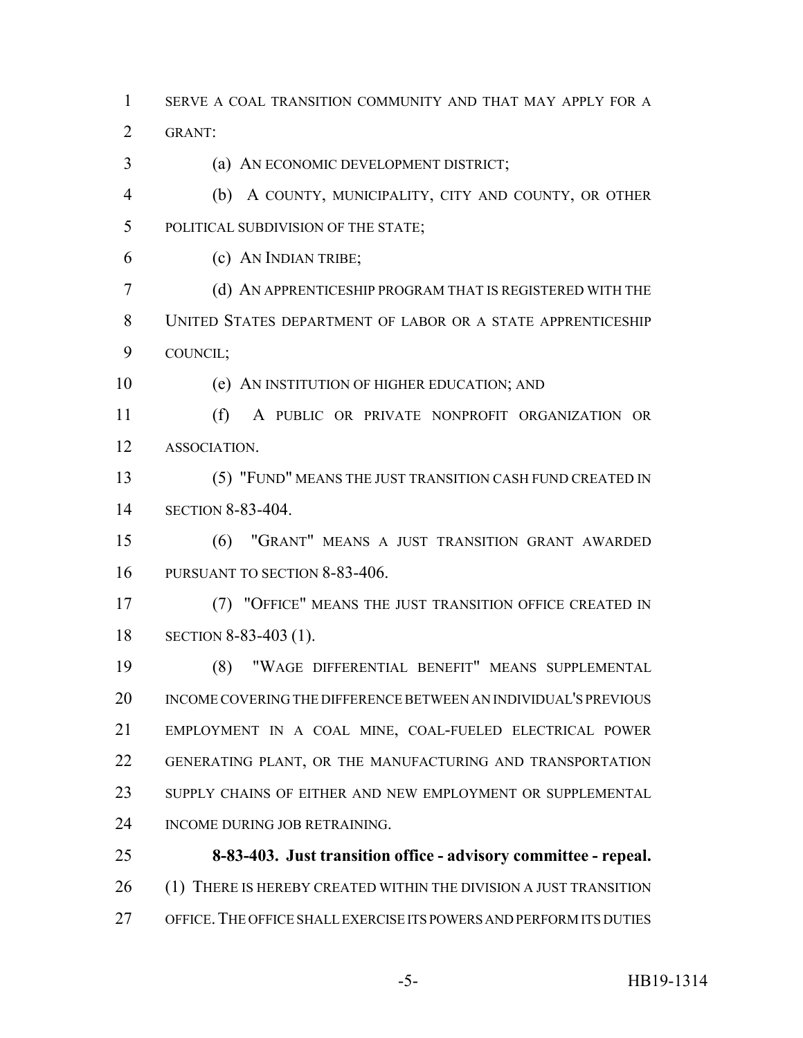SERVE A COAL TRANSITION COMMUNITY AND THAT MAY APPLY FOR A GRANT:

(a) AN ECONOMIC DEVELOPMENT DISTRICT;

(b) A COUNTY, MUNICIPALITY, CITY AND COUNTY, OR OTHER POLITICAL SUBDIVISION OF THE STATE;

(c) AN INDIAN TRIBE;

(d) AN APPRENTICESHIP PROGRAM THAT IS REGISTERED WITH THE UNITED STATES DEPARTMENT OF LABOR OR A STATE APPRENTICESHIP COUNCIL;

(e) AN INSTITUTION OF HIGHER EDUCATION; AND

(f) A PUBLIC OR PRIVATE NONPROFIT ORGANIZATION OR ASSOCIATION.

(5) "FUND" MEANS THE JUST TRANSITION CASH FUND CREATED IN SECTION 8-83-404.

(6) "GRANT" MEANS A JUST TRANSITION GRANT AWARDED PURSUANT TO SECTION 8-83-406.

(7) "OFFICE" MEANS THE JUST TRANSITION OFFICE CREATED IN SECTION 8-83-403 (1).

(8) "WAGE DIFFERENTIAL BENEFIT" MEANS SUPPLEMENTAL INCOME COVERING THE DIFFERENCE BETWEEN AN INDIVIDUAL'S PREVIOUS EMPLOYMENT IN A COAL MINE, COAL-FUELED ELECTRICAL POWER GENERATING PLANT, OR THE MANUFACTURING AND TRANSPORTATION SUPPLY CHAINS OF EITHER AND NEW EMPLOYMENT OR SUPPLEMENTAL INCOME DURING JOB RETRAINING.

**8-83-403. Just transition office - advisory committee - repeal.** (1) THERE IS HEREBY CREATED WITHIN THE DIVISION A JUST TRANSITION OFFICE. THE OFFICE SHALL EXERCISE ITS POWERS AND PERFORM ITS DUTIES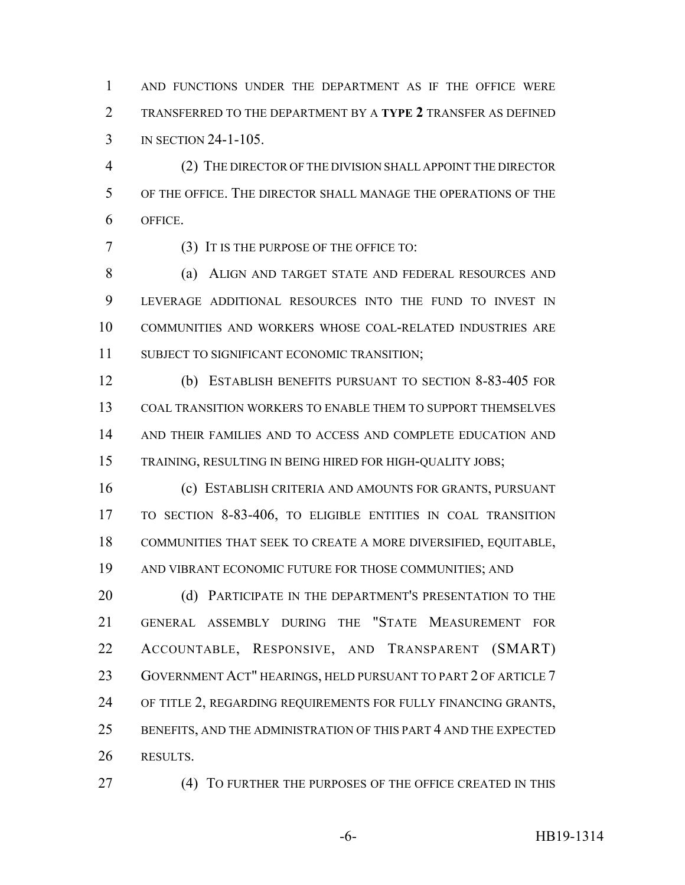AND FUNCTIONS UNDER THE DEPARTMENT AS IF THE OFFICE WERE TRANSFERRED TO THE DEPARTMENT BY A **TYPE 2** TRANSFER AS DEFINED IN SECTION 24-1-105.

(2) THE DIRECTOR OF THE DIVISION SHALL APPOINT THE DIRECTOR OF THE OFFICE. THE DIRECTOR SHALL MANAGE THE OPERATIONS OF THE OFFICE.

(3) IT IS THE PURPOSE OF THE OFFICE TO:

(a) ALIGN AND TARGET STATE AND FEDERAL RESOURCES AND LEVERAGE ADDITIONAL RESOURCES INTO THE FUND TO INVEST IN COMMUNITIES AND WORKERS WHOSE COAL-RELATED INDUSTRIES ARE SUBJECT TO SIGNIFICANT ECONOMIC TRANSITION;

(b) ESTABLISH BENEFITS PURSUANT TO SECTION 8-83-405 FOR COAL TRANSITION WORKERS TO ENABLE THEM TO SUPPORT THEMSELVES AND THEIR FAMILIES AND TO ACCESS AND COMPLETE EDUCATION AND TRAINING, RESULTING IN BEING HIRED FOR HIGH-QUALITY JOBS;

(c) ESTABLISH CRITERIA AND AMOUNTS FOR GRANTS, PURSUANT TO SECTION 8-83-406, TO ELIGIBLE ENTITIES IN COAL TRANSITION COMMUNITIES THAT SEEK TO CREATE A MORE DIVERSIFIED, EQUITABLE, AND VIBRANT ECONOMIC FUTURE FOR THOSE COMMUNITIES; AND

(d) PARTICIPATE IN THE DEPARTMENT'S PRESENTATION TO THE GENERAL ASSEMBLY DURING THE "STATE MEASUREMENT FOR ACCOUNTABLE, RESPONSIVE, AND TRANSPARENT (SMART) GOVERNMENT ACT" HEARINGS, HELD PURSUANT TO PART 2 OF ARTICLE 7 OF TITLE 2, REGARDING REQUIREMENTS FOR FULLY FINANCING GRANTS, BENEFITS, AND THE ADMINISTRATION OF THIS PART 4 AND THE EXPECTED RESULTS.

(4) TO FURTHER THE PURPOSES OF THE OFFICE CREATED IN THIS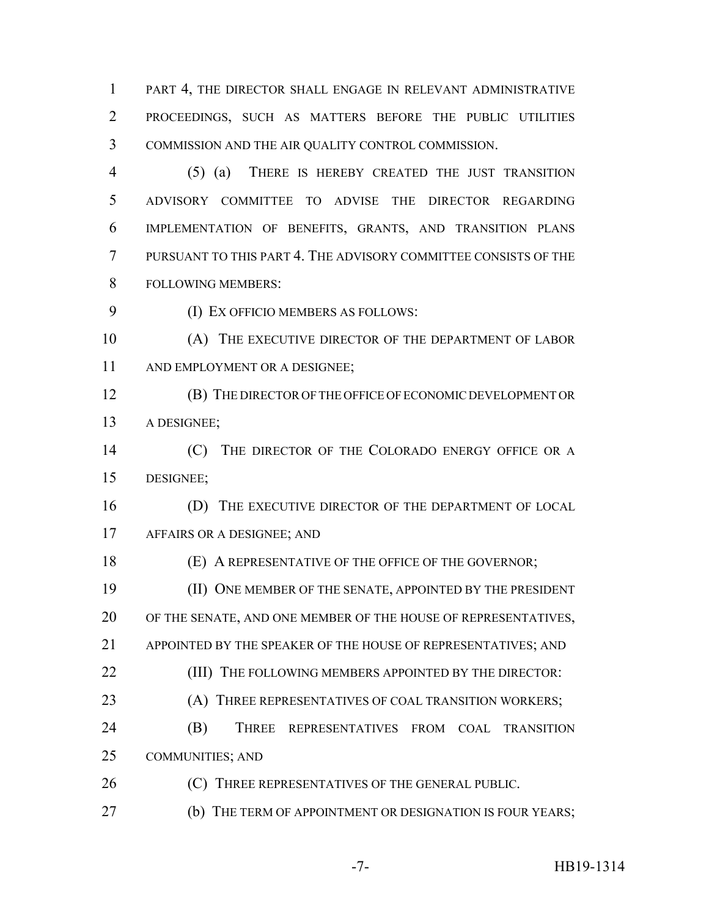PART 4, THE DIRECTOR SHALL ENGAGE IN RELEVANT ADMINISTRATIVE PROCEEDINGS, SUCH AS MATTERS BEFORE THE PUBLIC UTILITIES COMMISSION AND THE AIR QUALITY CONTROL COMMISSION.

(5) (a) THERE IS HEREBY CREATED THE JUST TRANSITION ADVISORY COMMITTEE TO ADVISE THE DIRECTOR REGARDING IMPLEMENTATION OF BENEFITS, GRANTS, AND TRANSITION PLANS PURSUANT TO THIS PART 4. THE ADVISORY COMMITTEE CONSISTS OF THE FOLLOWING MEMBERS:

(I) EX OFFICIO MEMBERS AS FOLLOWS:

(A) THE EXECUTIVE DIRECTOR OF THE DEPARTMENT OF LABOR AND EMPLOYMENT OR A DESIGNEE;

(B) THE DIRECTOR OF THE OFFICE OF ECONOMIC DEVELOPMENT OR A DESIGNEE;

(C) THE DIRECTOR OF THE COLORADO ENERGY OFFICE OR A DESIGNEE;

(D) THE EXECUTIVE DIRECTOR OF THE DEPARTMENT OF LOCAL AFFAIRS OR A DESIGNEE; AND

(E) A REPRESENTATIVE OF THE OFFICE OF THE GOVERNOR;

(II) ONE MEMBER OF THE SENATE, APPOINTED BY THE PRESIDENT OF THE SENATE, AND ONE MEMBER OF THE HOUSE OF REPRESENTATIVES, APPOINTED BY THE SPEAKER OF THE HOUSE OF REPRESENTATIVES; AND

(III) THE FOLLOWING MEMBERS APPOINTED BY THE DIRECTOR:

(A) THREE REPRESENTATIVES OF COAL TRANSITION WORKERS;

(B) THREE REPRESENTATIVES FROM COAL TRANSITION COMMUNITIES; AND

(C) THREE REPRESENTATIVES OF THE GENERAL PUBLIC.

(b) THE TERM OF APPOINTMENT OR DESIGNATION IS FOUR YEARS;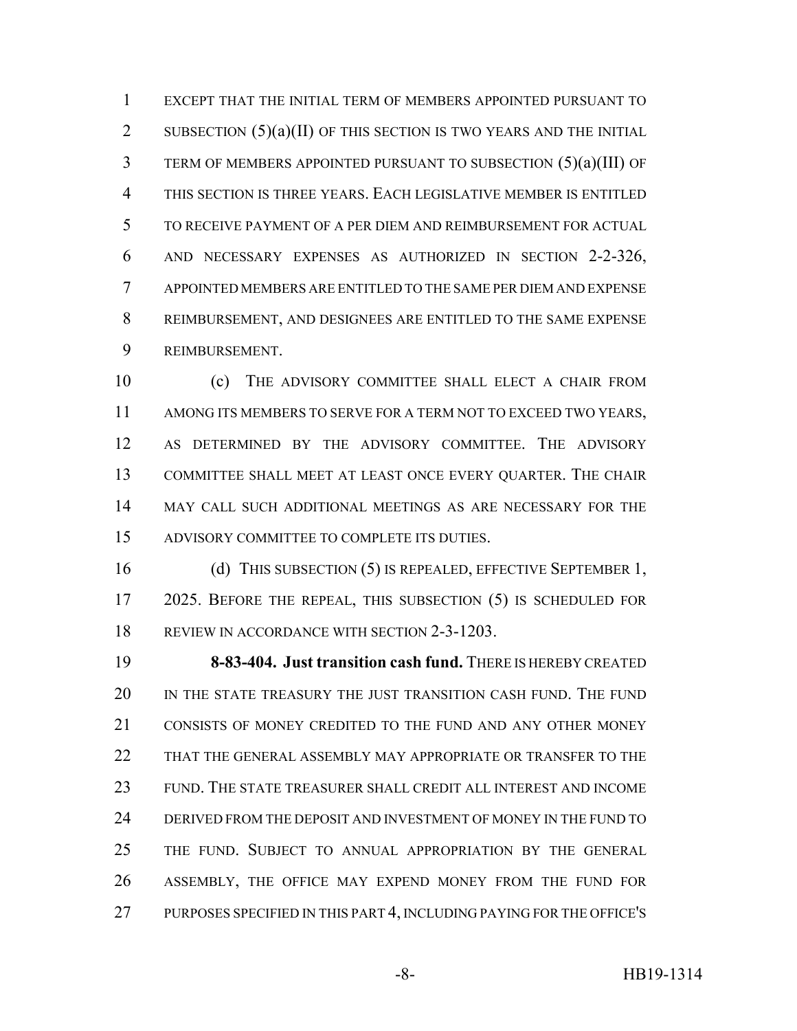EXCEPT THAT THE INITIAL TERM OF MEMBERS APPOINTED PURSUANT TO SUBSECTION (5)(a)(II) OF THIS SECTION IS TWO YEARS AND THE INITIAL TERM OF MEMBERS APPOINTED PURSUANT TO SUBSECTION (5)(a)(III) OF THIS SECTION IS THREE YEARS. EACH LEGISLATIVE MEMBER IS ENTITLED TO RECEIVE PAYMENT OF A PER DIEM AND REIMBURSEMENT FOR ACTUAL AND NECESSARY EXPENSES AS AUTHORIZED IN SECTION 2-2-326, APPOINTED MEMBERS ARE ENTITLED TO THE SAME PER DIEM AND EXPENSE REIMBURSEMENT, AND DESIGNEES ARE ENTITLED TO THE SAME EXPENSE REIMBURSEMENT.

(c) THE ADVISORY COMMITTEE SHALL ELECT A CHAIR FROM AMONG ITS MEMBERS TO SERVE FOR A TERM NOT TO EXCEED TWO YEARS, AS DETERMINED BY THE ADVISORY COMMITTEE. THE ADVISORY COMMITTEE SHALL MEET AT LEAST ONCE EVERY QUARTER. THE CHAIR MAY CALL SUCH ADDITIONAL MEETINGS AS ARE NECESSARY FOR THE ADVISORY COMMITTEE TO COMPLETE ITS DUTIES.

(d) THIS SUBSECTION (5) IS REPEALED, EFFECTIVE SEPTEMBER 1, 2025. BEFORE THE REPEAL, THIS SUBSECTION (5) IS SCHEDULED FOR REVIEW IN ACCORDANCE WITH SECTION 2-3-1203.

**8-83-404. Just transition cash fund.** THERE IS HEREBY CREATED IN THE STATE TREASURY THE JUST TRANSITION CASH FUND. THE FUND CONSISTS OF MONEY CREDITED TO THE FUND AND ANY OTHER MONEY THAT THE GENERAL ASSEMBLY MAY APPROPRIATE OR TRANSFER TO THE FUND. THE STATE TREASURER SHALL CREDIT ALL INTEREST AND INCOME DERIVED FROM THE DEPOSIT AND INVESTMENT OF MONEY IN THE FUND TO THE FUND. SUBJECT TO ANNUAL APPROPRIATION BY THE GENERAL ASSEMBLY, THE OFFICE MAY EXPEND MONEY FROM THE FUND FOR PURPOSES SPECIFIED IN THIS PART 4, INCLUDING PAYING FOR THE OFFICE'S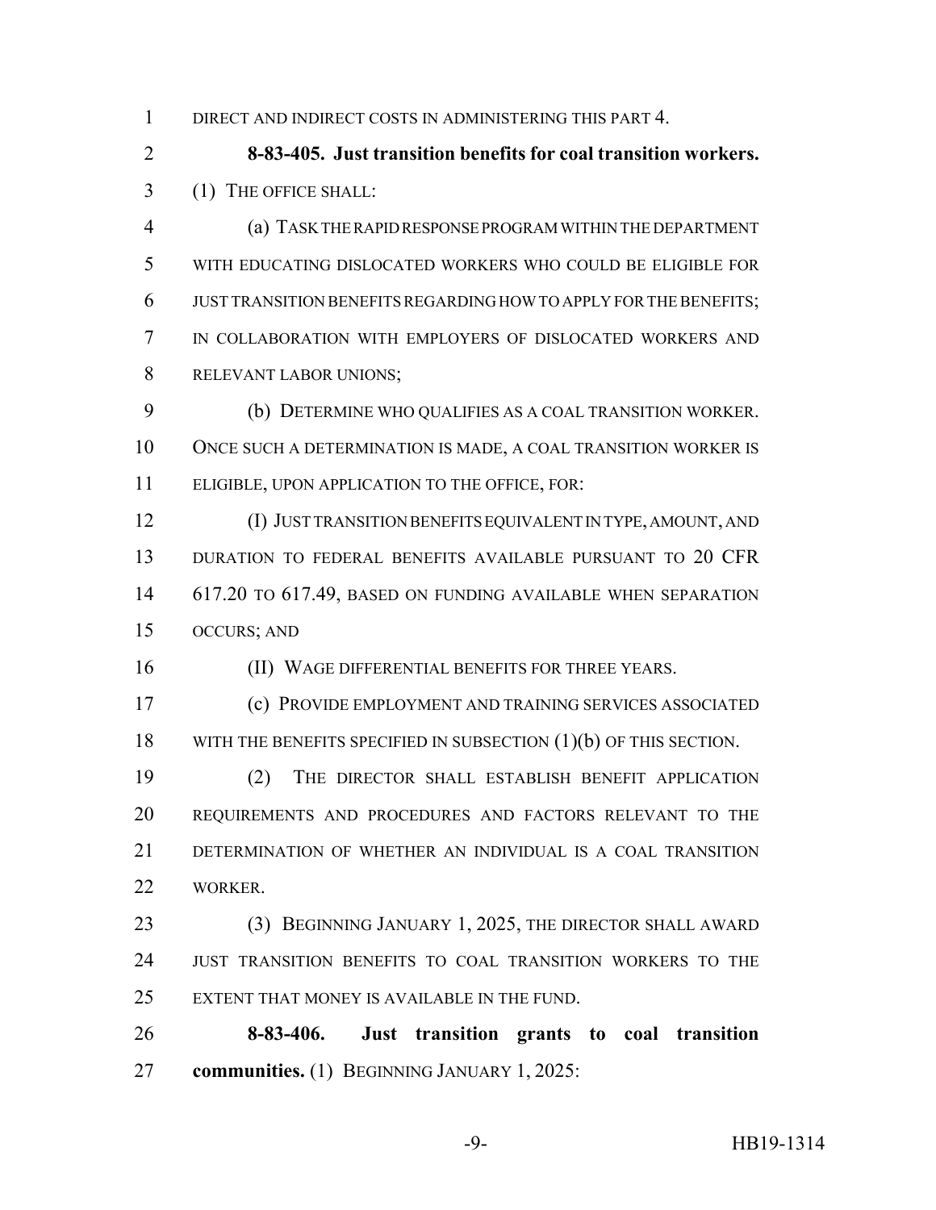DIRECT AND INDIRECT COSTS IN ADMINISTERING THIS PART 4.

**8-83-405. Just transition benefits for coal transition workers.** (1) THE OFFICE SHALL:

(a) TASK THE RAPID RESPONSE PROGRAM WITHIN THE DEPARTMENT WITH EDUCATING DISLOCATED WORKERS WHO COULD BE ELIGIBLE FOR JUST TRANSITION BENEFITS REGARDING HOW TO APPLY FOR THE BENEFITS; IN COLLABORATION WITH EMPLOYERS OF DISLOCATED WORKERS AND RELEVANT LABOR UNIONS;

(b) DETERMINE WHO QUALIFIES AS A COAL TRANSITION WORKER. ONCE SUCH A DETERMINATION IS MADE, A COAL TRANSITION WORKER IS ELIGIBLE, UPON APPLICATION TO THE OFFICE, FOR:

(I) JUST TRANSITION BENEFITS EQUIVALENT IN TYPE, AMOUNT, AND DURATION TO FEDERAL BENEFITS AVAILABLE PURSUANT TO 20 CFR 617.20 TO 617.49, BASED ON FUNDING AVAILABLE WHEN SEPARATION OCCURS; AND

(II) WAGE DIFFERENTIAL BENEFITS FOR THREE YEARS.

(c) PROVIDE EMPLOYMENT AND TRAINING SERVICES ASSOCIATED WITH THE BENEFITS SPECIFIED IN SUBSECTION (1)(b) OF THIS SECTION.

(2) THE DIRECTOR SHALL ESTABLISH BENEFIT APPLICATION REQUIREMENTS AND PROCEDURES AND FACTORS RELEVANT TO THE DETERMINATION OF WHETHER AN INDIVIDUAL IS A COAL TRANSITION WORKER.

(3) BEGINNING JANUARY 1, 2025, THE DIRECTOR SHALL AWARD JUST TRANSITION BENEFITS TO COAL TRANSITION WORKERS TO THE EXTENT THAT MONEY IS AVAILABLE IN THE FUND.

**8-83-406. Just transition grants to coal transition communities.** (1) BEGINNING JANUARY 1, 2025: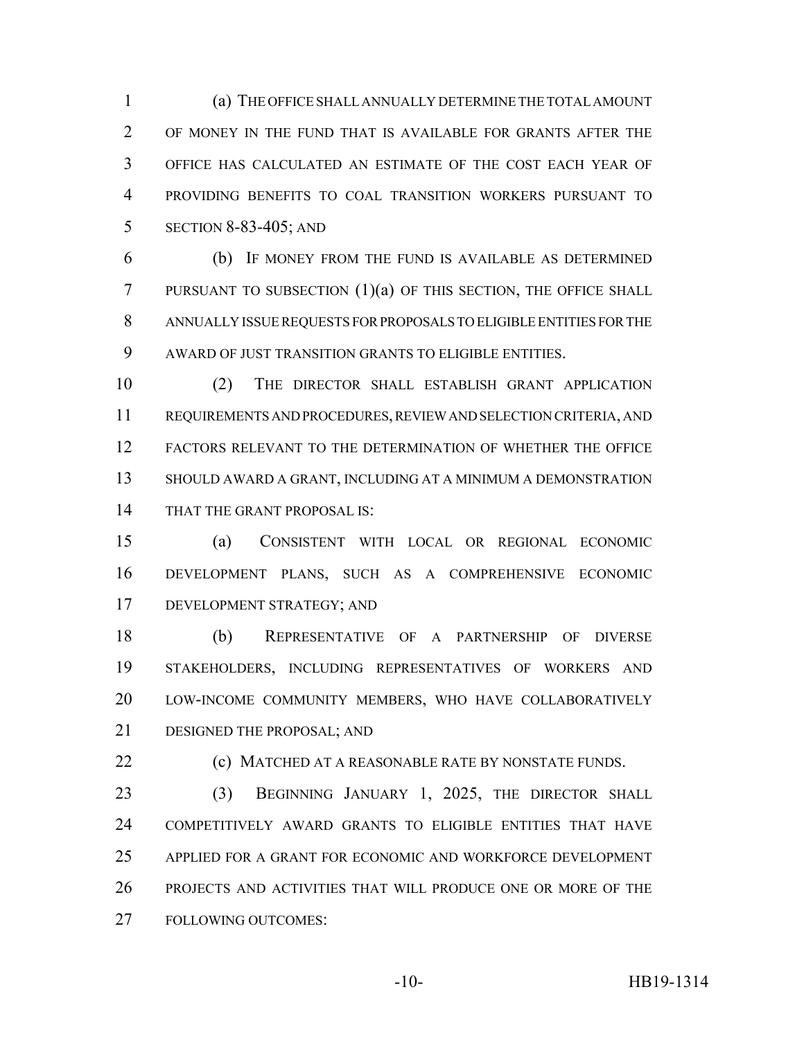(a) THE OFFICE SHALL ANNUALLY DETERMINE THE TOTAL AMOUNT OF MONEY IN THE FUND THAT IS AVAILABLE FOR GRANTS AFTER THE OFFICE HAS CALCULATED AN ESTIMATE OF THE COST EACH YEAR OF PROVIDING BENEFITS TO COAL TRANSITION WORKERS PURSUANT TO SECTION 8-83-405; AND

(b) IF MONEY FROM THE FUND IS AVAILABLE AS DETERMINED PURSUANT TO SUBSECTION (1)(a) OF THIS SECTION, THE OFFICE SHALL ANNUALLY ISSUE REQUESTS FOR PROPOSALS TO ELIGIBLE ENTITIES FOR THE AWARD OF JUST TRANSITION GRANTS TO ELIGIBLE ENTITIES.

(2) THE DIRECTOR SHALL ESTABLISH GRANT APPLICATION REQUIREMENTS AND PROCEDURES, REVIEW AND SELECTION CRITERIA, AND FACTORS RELEVANT TO THE DETERMINATION OF WHETHER THE OFFICE SHOULD AWARD A GRANT, INCLUDING AT A MINIMUM A DEMONSTRATION THAT THE GRANT PROPOSAL IS:

(a) CONSISTENT WITH LOCAL OR REGIONAL ECONOMIC DEVELOPMENT PLANS, SUCH AS A COMPREHENSIVE ECONOMIC DEVELOPMENT STRATEGY; AND

(b) REPRESENTATIVE OF A PARTNERSHIP OF DIVERSE STAKEHOLDERS, INCLUDING REPRESENTATIVES OF WORKERS AND LOW-INCOME COMMUNITY MEMBERS, WHO HAVE COLLABORATIVELY DESIGNED THE PROPOSAL; AND

(c) MATCHED AT A REASONABLE RATE BY NONSTATE FUNDS.

(3) BEGINNING JANUARY 1, 2025, THE DIRECTOR SHALL COMPETITIVELY AWARD GRANTS TO ELIGIBLE ENTITIES THAT HAVE APPLIED FOR A GRANT FOR ECONOMIC AND WORKFORCE DEVELOPMENT PROJECTS AND ACTIVITIES THAT WILL PRODUCE ONE OR MORE OF THE FOLLOWING OUTCOMES: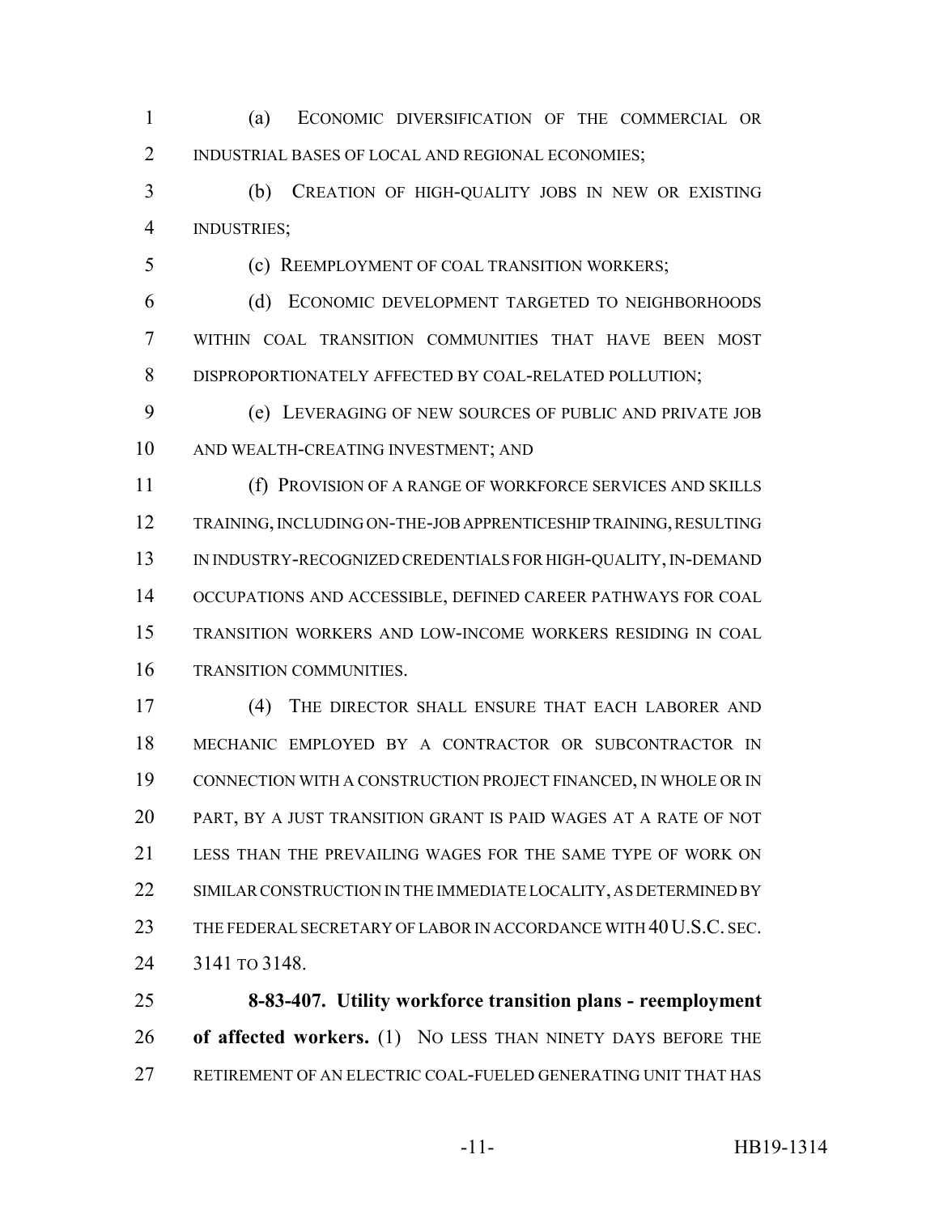(a) ECONOMIC DIVERSIFICATION OF THE COMMERCIAL OR INDUSTRIAL BASES OF LOCAL AND REGIONAL ECONOMIES;

(b) CREATION OF HIGH-QUALITY JOBS IN NEW OR EXISTING INDUSTRIES;

(c) REEMPLOYMENT OF COAL TRANSITION WORKERS;

(d) ECONOMIC DEVELOPMENT TARGETED TO NEIGHBORHOODS WITHIN COAL TRANSITION COMMUNITIES THAT HAVE BEEN MOST DISPROPORTIONATELY AFFECTED BY COAL-RELATED POLLUTION;

(e) LEVERAGING OF NEW SOURCES OF PUBLIC AND PRIVATE JOB AND WEALTH-CREATING INVESTMENT; AND

(f) PROVISION OF A RANGE OF WORKFORCE SERVICES AND SKILLS TRAINING, INCLUDING ON-THE-JOB APPRENTICESHIP TRAINING, RESULTING IN INDUSTRY-RECOGNIZED CREDENTIALS FOR HIGH-QUALITY, IN-DEMAND OCCUPATIONS AND ACCESSIBLE, DEFINED CAREER PATHWAYS FOR COAL TRANSITION WORKERS AND LOW-INCOME WORKERS RESIDING IN COAL TRANSITION COMMUNITIES.

(4) THE DIRECTOR SHALL ENSURE THAT EACH LABORER AND MECHANIC EMPLOYED BY A CONTRACTOR OR SUBCONTRACTOR IN CONNECTION WITH A CONSTRUCTION PROJECT FINANCED, IN WHOLE OR IN PART, BY A JUST TRANSITION GRANT IS PAID WAGES AT A RATE OF NOT LESS THAN THE PREVAILING WAGES FOR THE SAME TYPE OF WORK ON SIMILAR CONSTRUCTION IN THE IMMEDIATE LOCALITY, AS DETERMINED BY THE FEDERAL SECRETARY OF LABOR IN ACCORDANCE WITH 40 U.S.C. SEC. 3141 TO 3148.

**8-83-407. Utility workforce transition plans - reemployment of affected workers.** (1) NO LESS THAN NINETY DAYS BEFORE THE RETIREMENT OF AN ELECTRIC COAL-FUELED GENERATING UNIT THAT HAS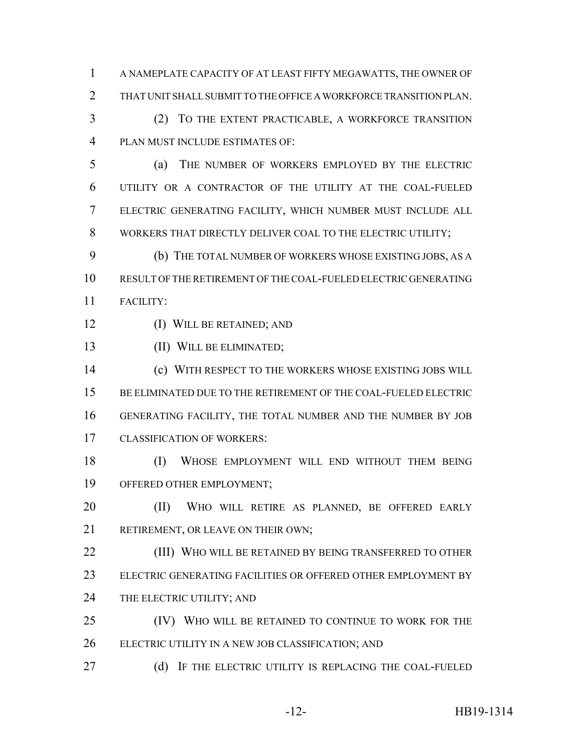A NAMEPLATE CAPACITY OF AT LEAST FIFTY MEGAWATTS, THE OWNER OF THAT UNIT SHALL SUBMIT TO THE OFFICE A WORKFORCE TRANSITION PLAN.

(2) TO THE EXTENT PRACTICABLE, A WORKFORCE TRANSITION PLAN MUST INCLUDE ESTIMATES OF:

(a) THE NUMBER OF WORKERS EMPLOYED BY THE ELECTRIC UTILITY OR A CONTRACTOR OF THE UTILITY AT THE COAL-FUELED ELECTRIC GENERATING FACILITY, WHICH NUMBER MUST INCLUDE ALL WORKERS THAT DIRECTLY DELIVER COAL TO THE ELECTRIC UTILITY;

(b) THE TOTAL NUMBER OF WORKERS WHOSE EXISTING JOBS, AS A RESULT OF THE RETIREMENT OF THE COAL-FUELED ELECTRIC GENERATING FACILITY:

(I) WILL BE RETAINED; AND

(II) WILL BE ELIMINATED;

(c) WITH RESPECT TO THE WORKERS WHOSE EXISTING JOBS WILL BE ELIMINATED DUE TO THE RETIREMENT OF THE COAL-FUELED ELECTRIC GENERATING FACILITY, THE TOTAL NUMBER AND THE NUMBER BY JOB CLASSIFICATION OF WORKERS:

(I) WHOSE EMPLOYMENT WILL END WITHOUT THEM BEING OFFERED OTHER EMPLOYMENT;

(II) WHO WILL RETIRE AS PLANNED, BE OFFERED EARLY RETIREMENT, OR LEAVE ON THEIR OWN;

(III) WHO WILL BE RETAINED BY BEING TRANSFERRED TO OTHER ELECTRIC GENERATING FACILITIES OR OFFERED OTHER EMPLOYMENT BY THE ELECTRIC UTILITY; AND

(IV) WHO WILL BE RETAINED TO CONTINUE TO WORK FOR THE ELECTRIC UTILITY IN A NEW JOB CLASSIFICATION; AND

(d) IF THE ELECTRIC UTILITY IS REPLACING THE COAL-FUELED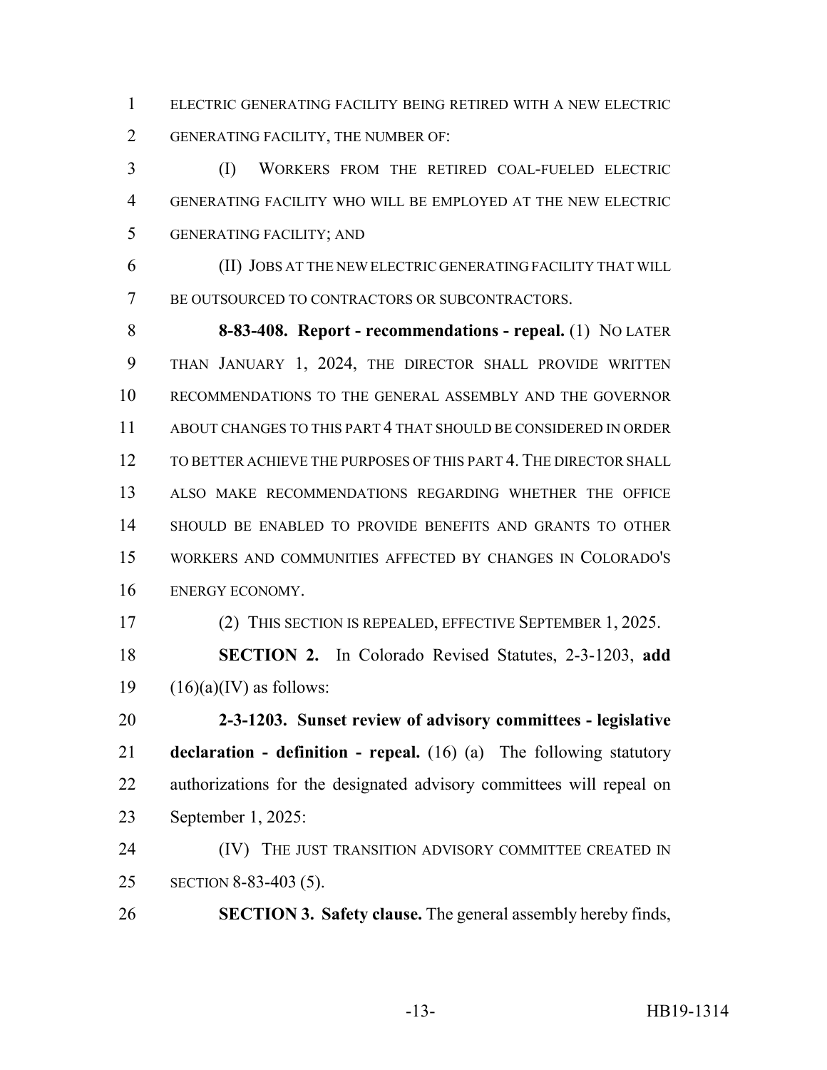ELECTRIC GENERATING FACILITY BEING RETIRED WITH A NEW ELECTRIC GENERATING FACILITY, THE NUMBER OF:

(I) WORKERS FROM THE RETIRED COAL-FUELED ELECTRIC GENERATING FACILITY WHO WILL BE EMPLOYED AT THE NEW ELECTRIC GENERATING FACILITY; AND

(II) JOBS AT THE NEW ELECTRIC GENERATING FACILITY THAT WILL BE OUTSOURCED TO CONTRACTORS OR SUBCONTRACTORS.

**8-83-408. Report - recommendations - repeal.** (1) NO LATER THAN JANUARY 1, 2024, THE DIRECTOR SHALL PROVIDE WRITTEN RECOMMENDATIONS TO THE GENERAL ASSEMBLY AND THE GOVERNOR ABOUT CHANGES TO THIS PART 4 THAT SHOULD BE CONSIDERED IN ORDER TO BETTER ACHIEVE THE PURPOSES OF THIS PART 4. THE DIRECTOR SHALL ALSO MAKE RECOMMENDATIONS REGARDING WHETHER THE OFFICE SHOULD BE ENABLED TO PROVIDE BENEFITS AND GRANTS TO OTHER WORKERS AND COMMUNITIES AFFECTED BY CHANGES IN COLORADO'S ENERGY ECONOMY.

(2) THIS SECTION IS REPEALED, EFFECTIVE SEPTEMBER 1, 2025.

**SECTION 2.** In Colorado Revised Statutes, 2-3-1203, **add** (16)(a)(IV) as follows:

**2-3-1203. Sunset review of advisory committees - legislative declaration - definition - repeal.** (16) (a) The following statutory authorizations for the designated advisory committees will repeal on September 1, 2025:

(IV) THE JUST TRANSITION ADVISORY COMMITTEE CREATED IN SECTION 8-83-403 (5).

**SECTION 3. Safety clause.** The general assembly hereby finds,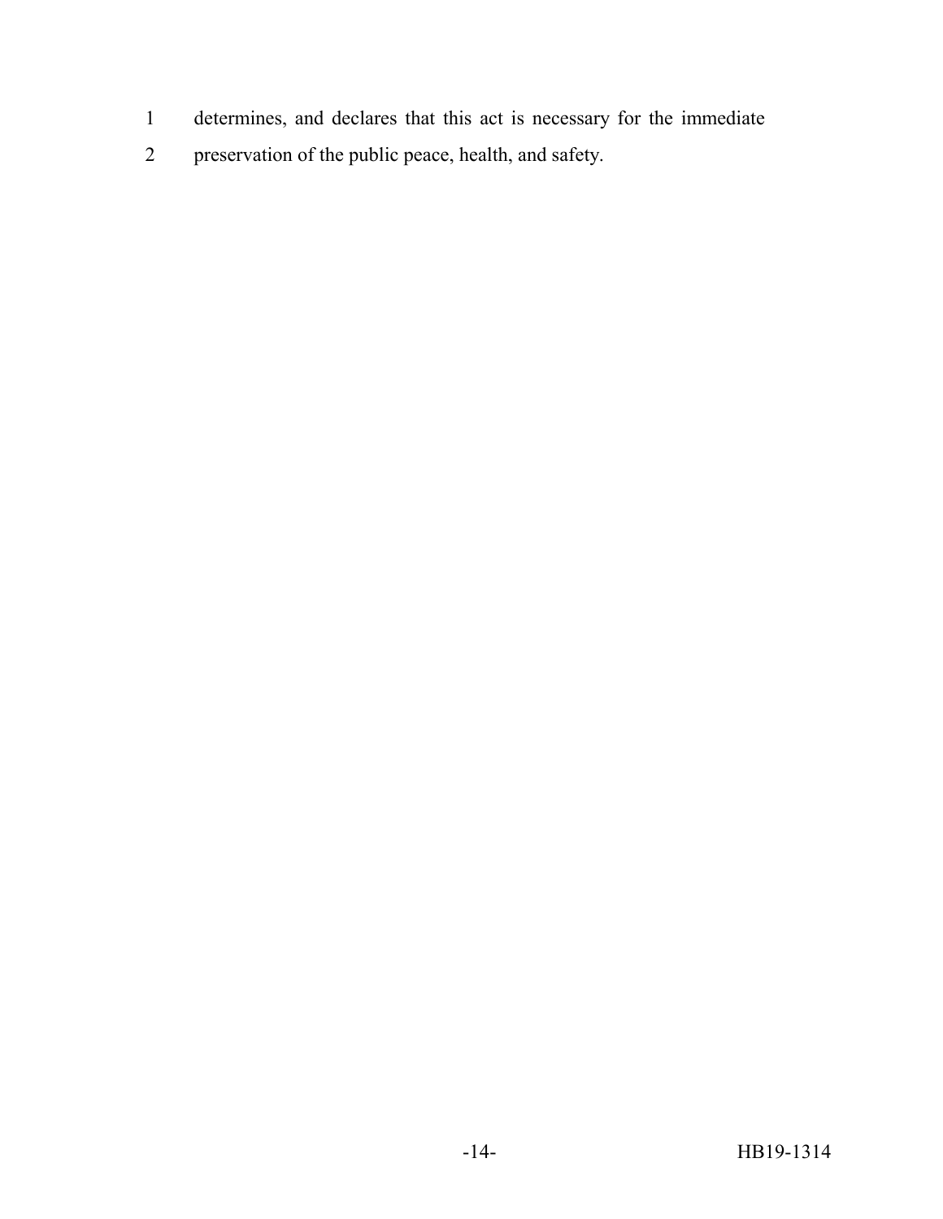determines, and declares that this act is necessary for the immediate preservation of the public peace, health, and safety.